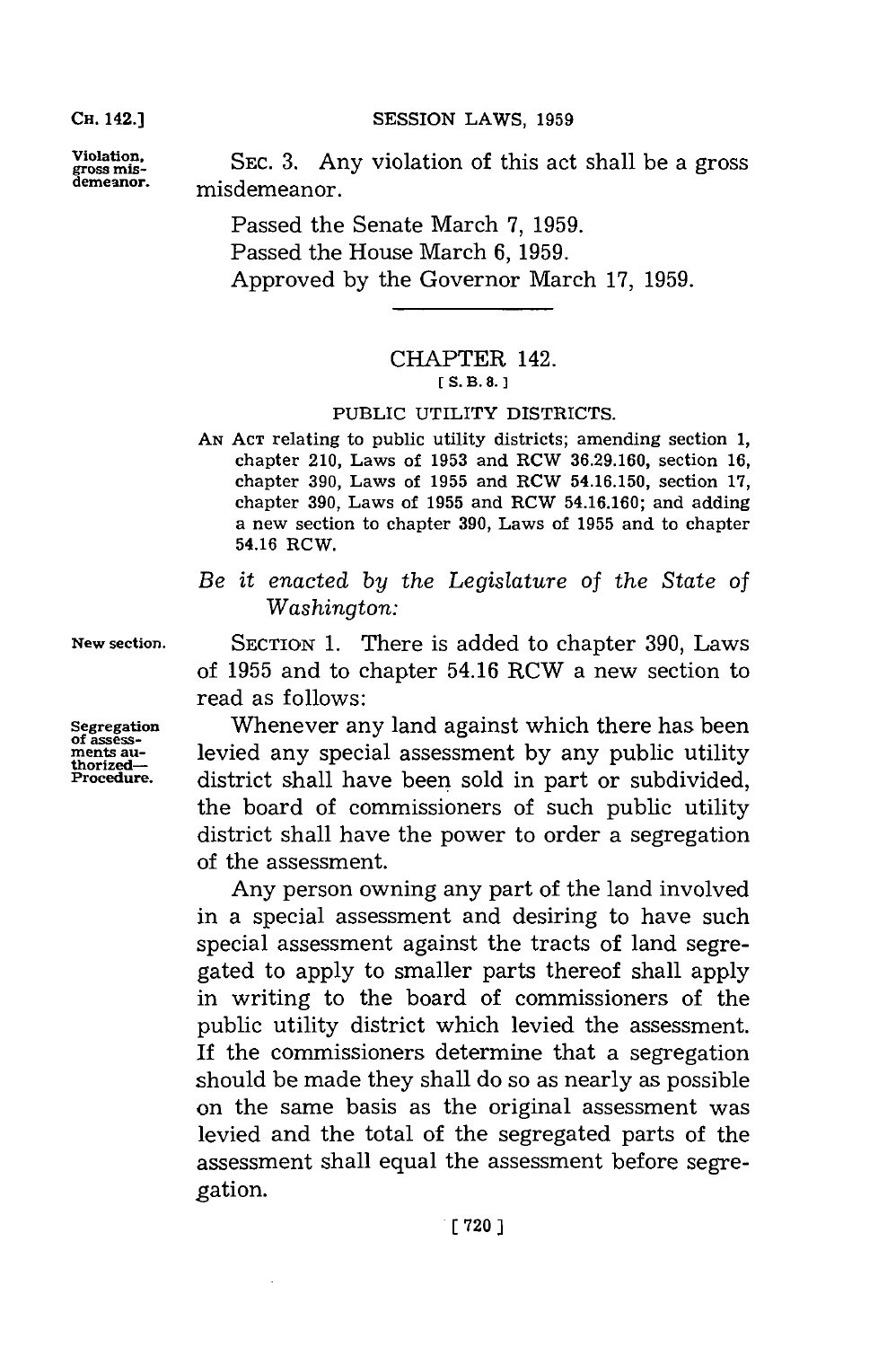**Violation, gross misdemeanor.** SEC. 3. Any violation of this act shall be a gross misdemeanor.

Passed the Senate March 7, 1959.
Passed the House March 6, 1959.
Approved by the Governor March 17, 1959.

---

## CHAPTER 142.

[S. B. 8.]

### PUBLIC UTILITY DISTRICTS.

AN ACT relating to public utility districts; amending section 1, chapter 210, Laws of 1953 and RCW 36.29.160, section 16, chapter 390, Laws of 1955 and RCW 54.16.150, section 17, chapter 390, Laws of 1955 and RCW 54.16.160; and adding a new section to chapter 390, Laws of 1955 and to chapter 54.16 RCW.

*Be it enacted by the Legislature of the State of Washington:*

**New section.** SECTION 1. There is added to chapter 390, Laws of 1955 and to chapter 54.16 RCW a new section to read as follows:

**Segregation of assessments authorized—Procedure.** Whenever any land against which there has been levied any special assessment by any public utility district shall have been sold in part or subdivided, the board of commissioners of such public utility district shall have the power to order a segregation of the assessment.

Any person owning any part of the land involved in a special assessment and desiring to have such special assessment against the tracts of land segregated to apply to smaller parts thereof shall apply in writing to the board of commissioners of the public utility district which levied the assessment. If the commissioners determine that a segregation should be made they shall do so as nearly as possible on the same basis as the original assessment was levied and the total of the segregated parts of the assessment shall equal the assessment before segregation.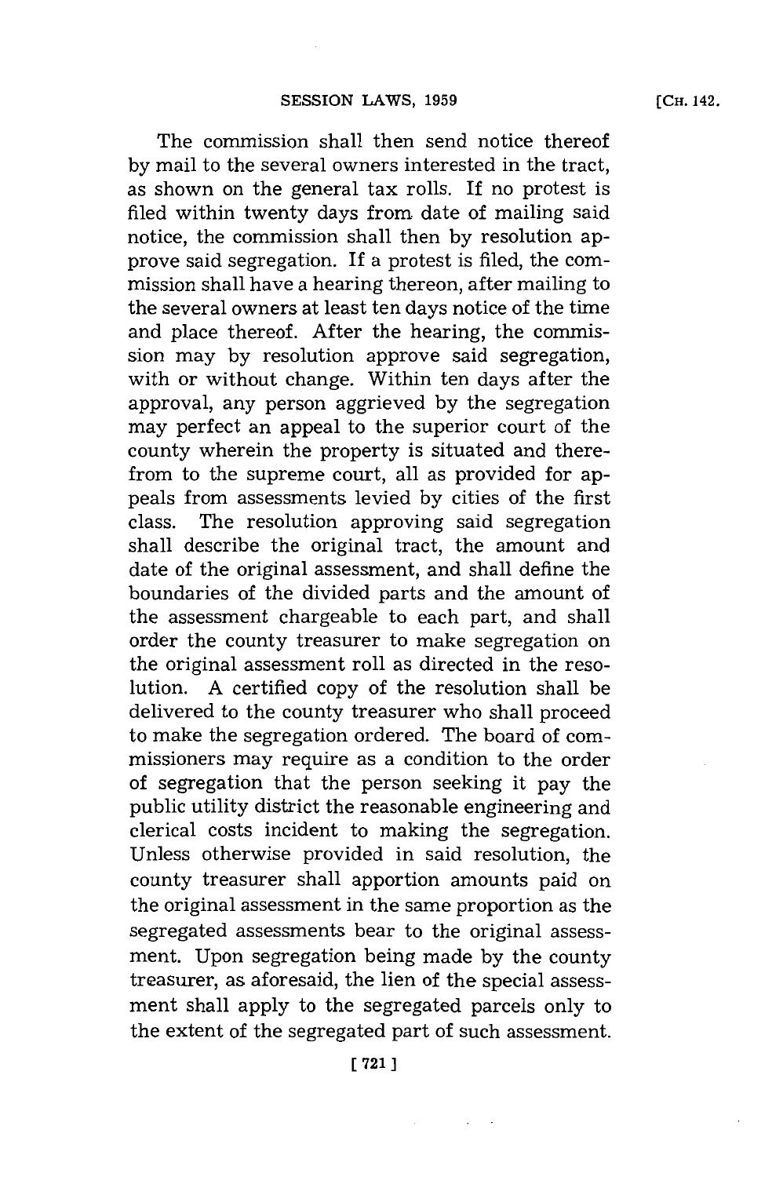The commission shall then send notice thereof by mail to the several owners interested in the tract, as shown on the general tax rolls. If no protest is filed within twenty days from date of mailing said notice, the commission shall then by resolution approve said segregation. If a protest is filed, the commission shall have a hearing thereon, after mailing to the several owners at least ten days notice of the time and place thereof. After the hearing, the commission may by resolution approve said segregation, with or without change. Within ten days after the approval, any person aggrieved by the segregation may perfect an appeal to the superior court of the county wherein the property is situated and therefrom to the supreme court, all as provided for appeals from assessments levied by cities of the first class. The resolution approving said segregation shall describe the original tract, the amount and date of the original assessment, and shall define the boundaries of the divided parts and the amount of the assessment chargeable to each part, and shall order the county treasurer to make segregation on the original assessment roll as directed in the resolution. A certified copy of the resolution shall be delivered to the county treasurer who shall proceed to make the segregation ordered. The board of commissioners may require as a condition to the order of segregation that the person seeking it pay the public utility district the reasonable engineering and clerical costs incident to making the segregation. Unless otherwise provided in said resolution, the county treasurer shall apportion amounts paid on the original assessment in the same proportion as the segregated assessments bear to the original assessment. Upon segregation being made by the county treasurer, as aforesaid, the lien of the special assessment shall apply to the segregated parcels only to the extent of the segregated part of such assessment.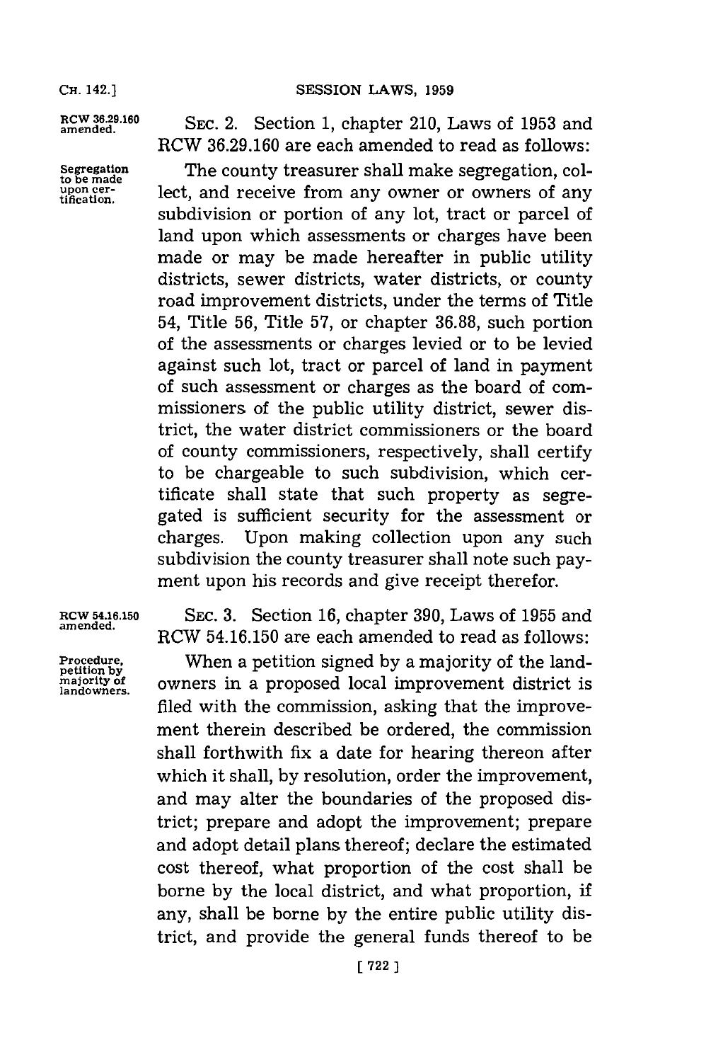**RCW 36.29.160 amended.**

SEC. 2. Section 1, chapter 210, Laws of 1953 and RCW 36.29.160 are each amended to read as follows:

**Segregation to be made upon certification.**

The county treasurer shall make segregation, collect, and receive from any owner or owners of any subdivision or portion of any lot, tract or parcel of land upon which assessments or charges have been made or may be made hereafter in public utility districts, sewer districts, water districts, or county road improvement districts, under the terms of Title 54, Title 56, Title 57, or chapter 36.88, such portion of the assessments or charges levied or to be levied against such lot, tract or parcel of land in payment of such assessment or charges as the board of commissioners of the public utility district, sewer district, the water district commissioners or the board of county commissioners, respectively, shall certify to be chargeable to such subdivision, which certificate shall state that such property as segregated is sufficient security for the assessment or charges. Upon making collection upon any such subdivision the county treasurer shall note such payment upon his records and give receipt therefor.

**RCW 54.16.150 amended.**

SEC. 3. Section 16, chapter 390, Laws of 1955 and RCW 54.16.150 are each amended to read as follows:

**Procedure, petition by majority of landowners.**

When a petition signed by a majority of the landowners in a proposed local improvement district is filed with the commission, asking that the improvement therein described be ordered, the commission shall forthwith fix a date for hearing thereon after which it shall, by resolution, order the improvement, and may alter the boundaries of the proposed district; prepare and adopt the improvement; prepare and adopt detail plans thereof; declare the estimated cost thereof, what proportion of the cost shall be borne by the local district, and what proportion, if any, shall be borne by the entire public utility district, and provide the general funds thereof to be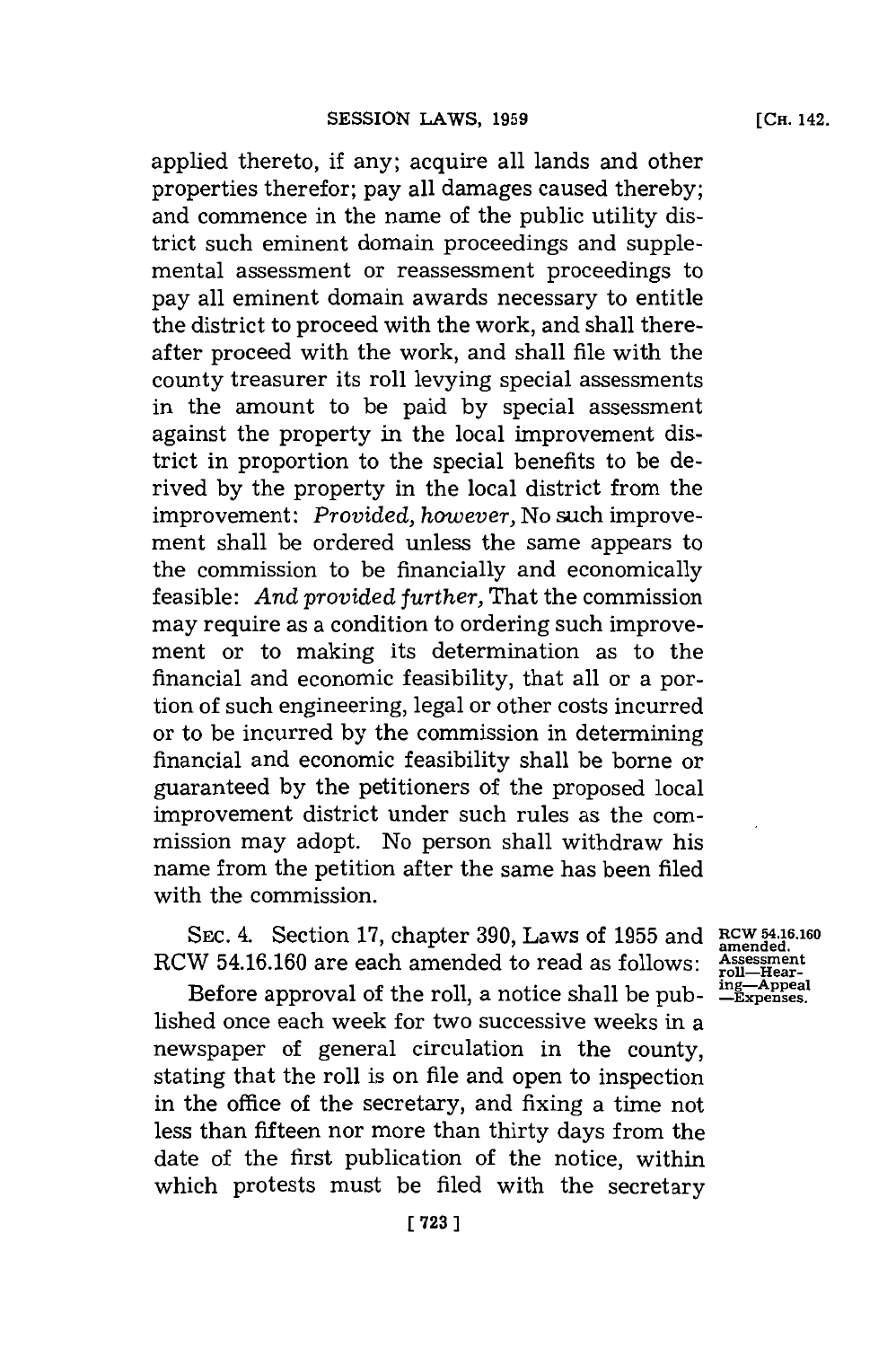applied thereto, if any; acquire all lands and other properties therefor; pay all damages caused thereby; and commence in the name of the public utility district such eminent domain proceedings and supplemental assessment or reassessment proceedings to pay all eminent domain awards necessary to entitle the district to proceed with the work, and shall thereafter proceed with the work, and shall file with the county treasurer its roll levying special assessments in the amount to be paid by special assessment against the property in the local improvement district in proportion to the special benefits to be derived by the property in the local district from the improvement: *Provided, however,* No such improvement shall be ordered unless the same appears to the commission to be financially and economically feasible: *And provided further,* That the commission may require as a condition to ordering such improvement or to making its determination as to the financial and economic feasibility, that all or a portion of such engineering, legal or other costs incurred or to be incurred by the commission in determining financial and economic feasibility shall be borne or guaranteed by the petitioners of the proposed local improvement district under such rules as the commission may adopt. No person shall withdraw his name from the petition after the same has been filed with the commission.

SEC. 4. Section 17, chapter 390, Laws of 1955 and RCW 54.16.160 are each amended to read as follows:

RCW 54.16.160 amended. Assessment roll—Hearing—Appeal—Expenses.

Before approval of the roll, a notice shall be published once each week for two successive weeks in a newspaper of general circulation in the county, stating that the roll is on file and open to inspection in the office of the secretary, and fixing a time not less than fifteen nor more than thirty days from the date of the first publication of the notice, within which protests must be filed with the secretary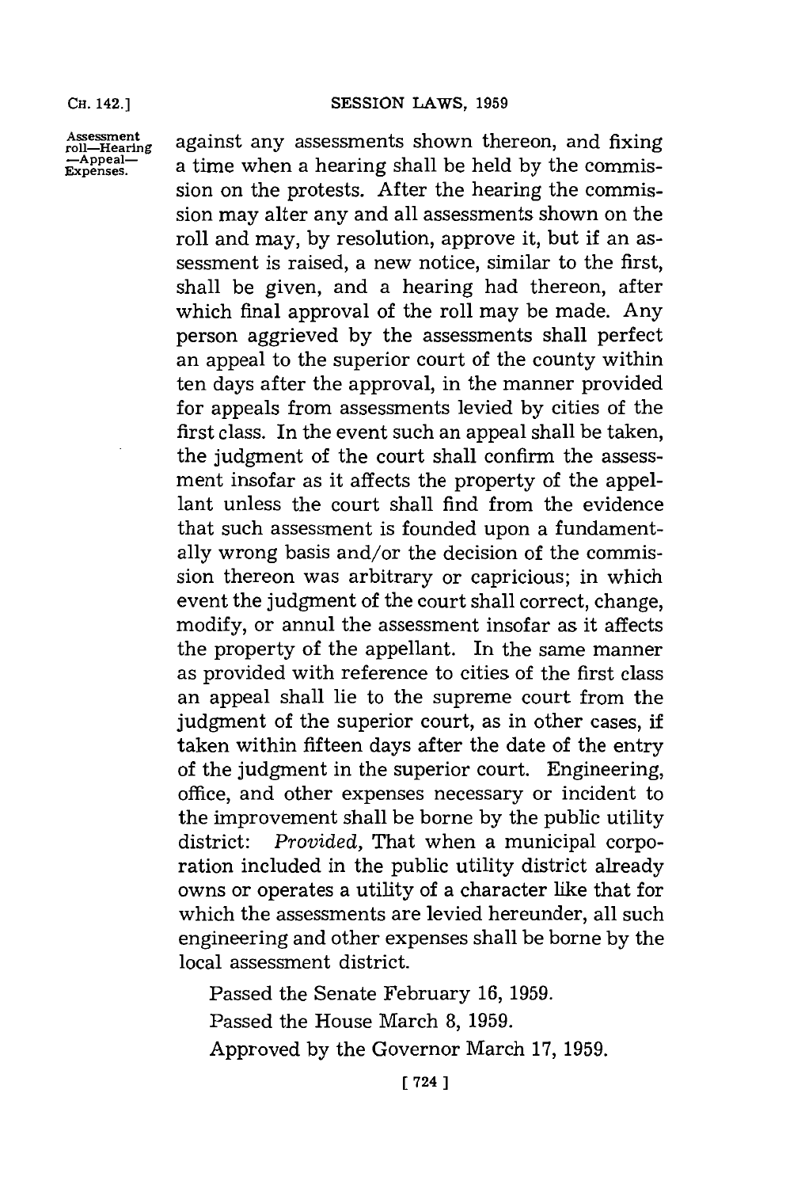Assessment roll—Hearing —Appeal— Expenses.

against any assessments shown thereon, and fixing a time when a hearing shall be held by the commission on the protests. After the hearing the commission may alter any and all assessments shown on the roll and may, by resolution, approve it, but if an assessment is raised, a new notice, similar to the first, shall be given, and a hearing had thereon, after which final approval of the roll may be made. Any person aggrieved by the assessments shall perfect an appeal to the superior court of the county within ten days after the approval, in the manner provided for appeals from assessments levied by cities of the first class. In the event such an appeal shall be taken, the judgment of the court shall confirm the assessment insofar as it affects the property of the appellant unless the court shall find from the evidence that such assessment is founded upon a fundamentally wrong basis and/or the decision of the commission thereon was arbitrary or capricious; in which event the judgment of the court shall correct, change, modify, or annul the assessment insofar as it affects the property of the appellant. In the same manner as provided with reference to cities of the first class an appeal shall lie to the supreme court from the judgment of the superior court, as in other cases, if taken within fifteen days after the date of the entry of the judgment in the superior court. Engineering, office, and other expenses necessary or incident to the improvement shall be borne by the public utility district: *Provided,* That when a municipal corporation included in the public utility district already owns or operates a utility of a character like that for which the assessments are levied hereunder, all such engineering and other expenses shall be borne by the local assessment district.

Passed the Senate February 16, 1959.

Passed the House March 8, 1959.

Approved by the Governor March 17, 1959.